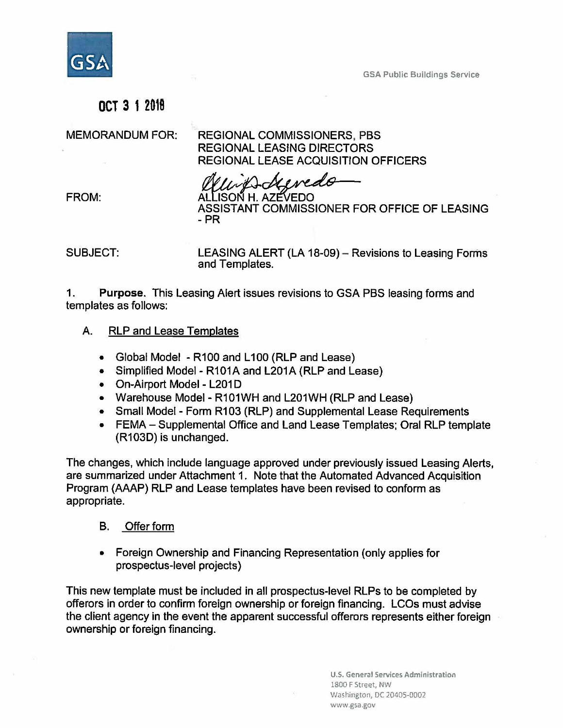GSA

GSA Public Buildings Service

OCT 3 1 2018

MEMORANDUM FOR: REGIONAL COMMISSIONERS, PBS
REGIONAL LEASING DIRECTORS
REGIONAL LEASE ACQUISITION OFFICERS

FROM: ALLISON H. AZEVEDO
ASSISTANT COMMISSIONER FOR OFFICE OF LEASING - PR

SUBJECT: LEASING ALERT (LA 18-09) – Revisions to Leasing Forms and Templates.

1. **Purpose.** This Leasing Alert issues revisions to GSA PBS leasing forms and templates as follows:

A. RLP and Lease Templates

- Global Model - R100 and L100 (RLP and Lease)
- Simplified Model - R101A and L201A (RLP and Lease)
- On-Airport Model - L201D
- Warehouse Model - R101WH and L201WH (RLP and Lease)
- Small Model - Form R103 (RLP) and Supplemental Lease Requirements
- FEMA – Supplemental Office and Land Lease Templates; Oral RLP template (R103D) is unchanged.

The changes, which include language approved under previously issued Leasing Alerts, are summarized under Attachment 1. Note that the Automated Advanced Acquisition Program (AAAP) RLP and Lease templates have been revised to conform as appropriate.

B. Offer form

- Foreign Ownership and Financing Representation (only applies for prospectus-level projects)

This new template must be included in all prospectus-level RLPs to be completed by offerors in order to confirm foreign ownership or foreign financing. LCOs must advise the client agency in the event the apparent successful offerors represents either foreign ownership or foreign financing.

U.S. General Services Administration
1800 F Street, NW
Washington, DC 20405-0002
www.gsa.gov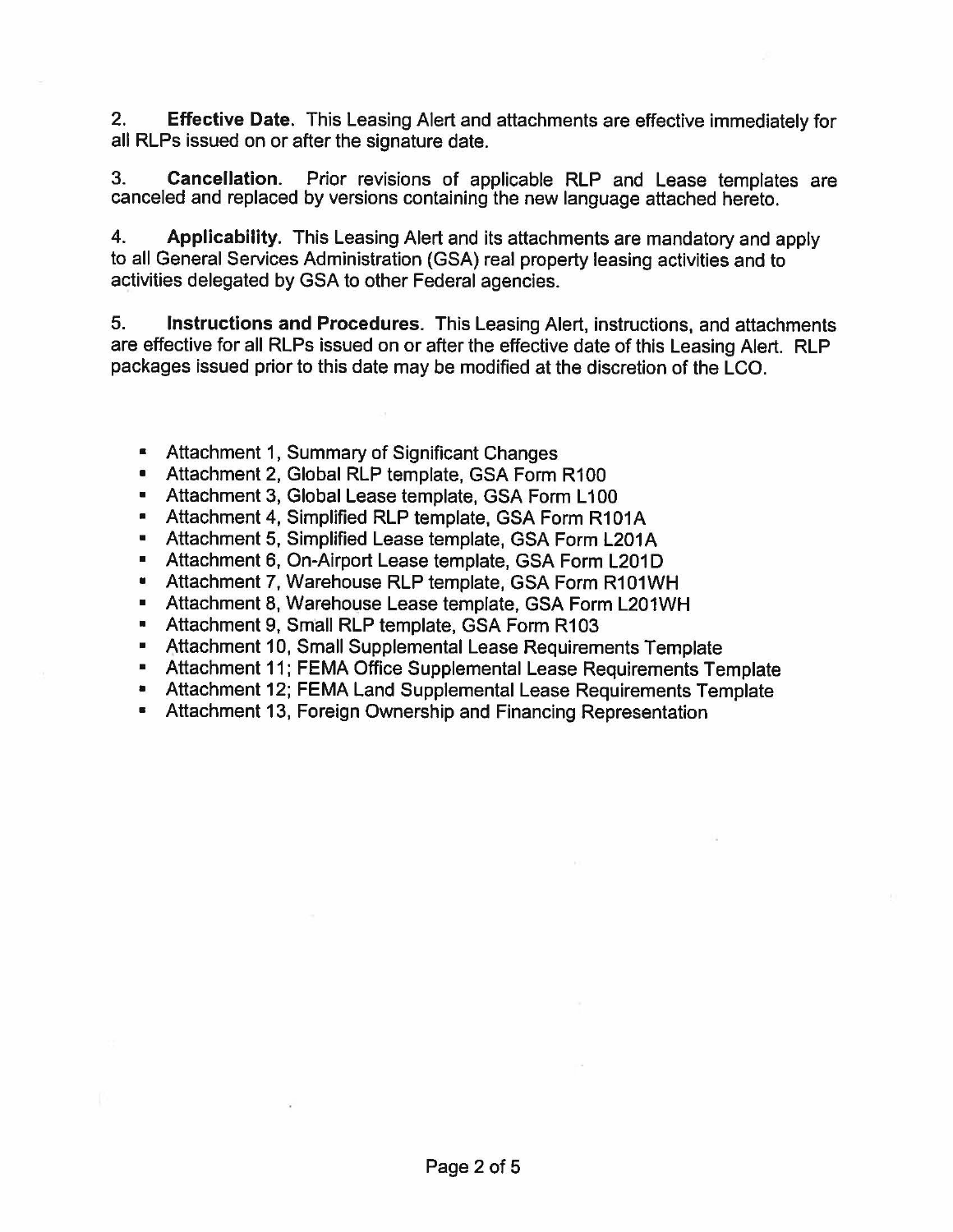2. **Effective Date.** This Leasing Alert and attachments are effective immediately for all RLPs issued on or after the signature date.

3. **Cancellation.** Prior revisions of applicable RLP and Lease templates are canceled and replaced by versions containing the new language attached hereto.

4. **Applicability.** This Leasing Alert and its attachments are mandatory and apply to all General Services Administration (GSA) real property leasing activities and to activities delegated by GSA to other Federal agencies.

5. **Instructions and Procedures.** This Leasing Alert, instructions, and attachments are effective for all RLPs issued on or after the effective date of this Leasing Alert. RLP packages issued prior to this date may be modified at the discretion of the LCO.

- Attachment 1, Summary of Significant Changes
- Attachment 2, Global RLP template, GSA Form R100
- Attachment 3, Global Lease template, GSA Form L100
- Attachment 4, Simplified RLP template, GSA Form R101A
- Attachment 5, Simplified Lease template, GSA Form L201A
- Attachment 6, On-Airport Lease template, GSA Form L201D
- Attachment 7, Warehouse RLP template, GSA Form R101WH
- Attachment 8, Warehouse Lease template, GSA Form L201WH
- Attachment 9, Small RLP template, GSA Form R103
- Attachment 10, Small Supplemental Lease Requirements Template
- Attachment 11; FEMA Office Supplemental Lease Requirements Template
- Attachment 12; FEMA Land Supplemental Lease Requirements Template
- Attachment 13, Foreign Ownership and Financing Representation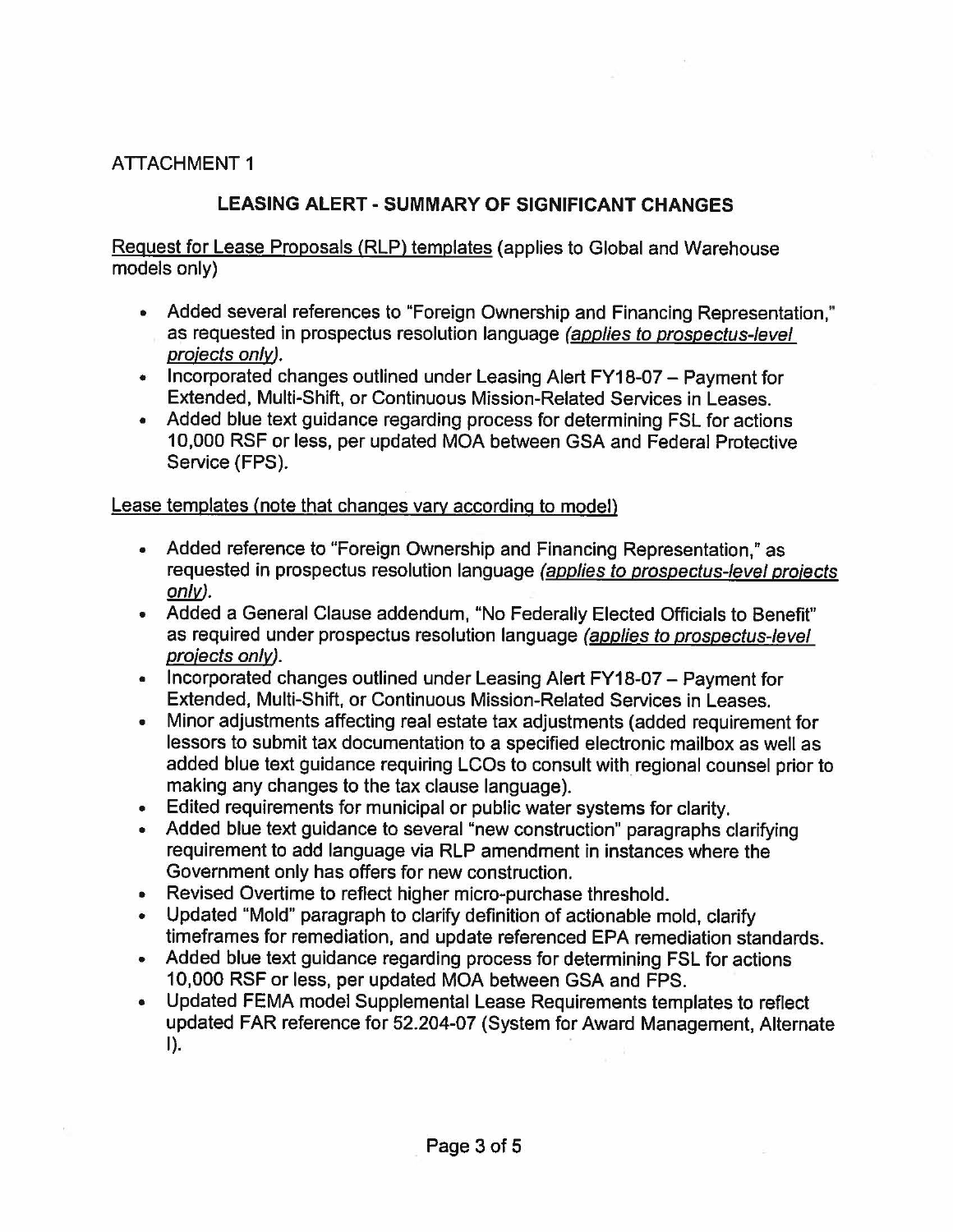ATTACHMENT 1

## LEASING ALERT - SUMMARY OF SIGNIFICANT CHANGES

Request for Lease Proposals (RLP) templates (applies to Global and Warehouse models only)

- Added several references to "Foreign Ownership and Financing Representation," as requested in prospectus resolution language *(applies to prospectus-level projects only)*.
- Incorporated changes outlined under Leasing Alert FY18-07 – Payment for Extended, Multi-Shift, or Continuous Mission-Related Services in Leases.
- Added blue text guidance regarding process for determining FSL for actions 10,000 RSF or less, per updated MOA between GSA and Federal Protective Service (FPS).

Lease templates (note that changes vary according to model)

- Added reference to "Foreign Ownership and Financing Representation," as requested in prospectus resolution language *(applies to prospectus-level projects only)*.
- Added a General Clause addendum, "No Federally Elected Officials to Benefit" as required under prospectus resolution language *(applies to prospectus-level projects only)*.
- Incorporated changes outlined under Leasing Alert FY18-07 – Payment for Extended, Multi-Shift, or Continuous Mission-Related Services in Leases.
- Minor adjustments affecting real estate tax adjustments (added requirement for lessors to submit tax documentation to a specified electronic mailbox as well as added blue text guidance requiring LCOs to consult with regional counsel prior to making any changes to the tax clause language).
- Edited requirements for municipal or public water systems for clarity.
- Added blue text guidance to several "new construction" paragraphs clarifying requirement to add language via RLP amendment in instances where the Government only has offers for new construction.
- Revised Overtime to reflect higher micro-purchase threshold.
- Updated "Mold" paragraph to clarify definition of actionable mold, clarify timeframes for remediation, and update referenced EPA remediation standards.
- Added blue text guidance regarding process for determining FSL for actions 10,000 RSF or less, per updated MOA between GSA and FPS.
- Updated FEMA model Supplemental Lease Requirements templates to reflect updated FAR reference for 52.204-07 (System for Award Management, Alternate I).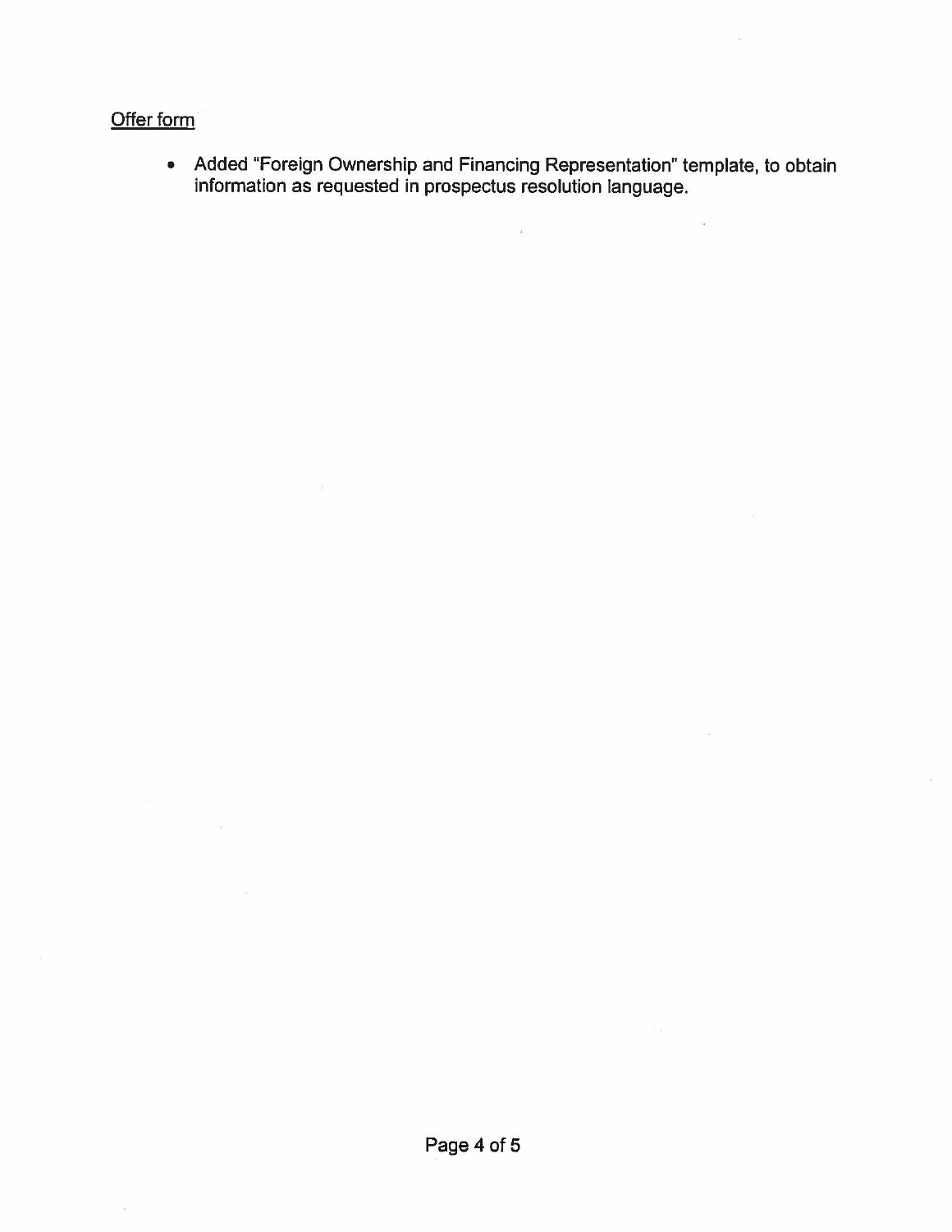Offer form

- Added "Foreign Ownership and Financing Representation" template, to obtain information as requested in prospectus resolution language.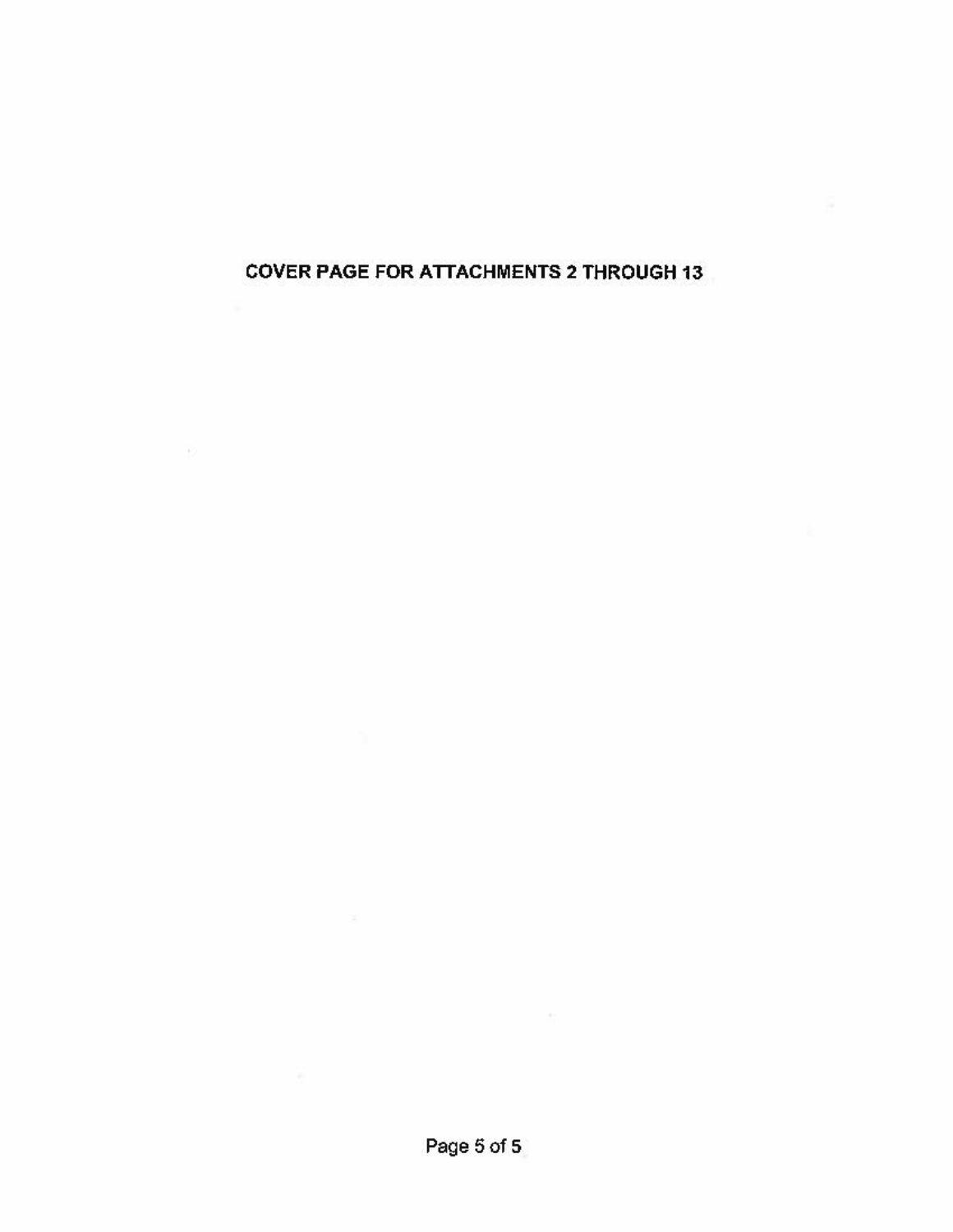**COVER PAGE FOR ATTACHMENTS 2 THROUGH 13**